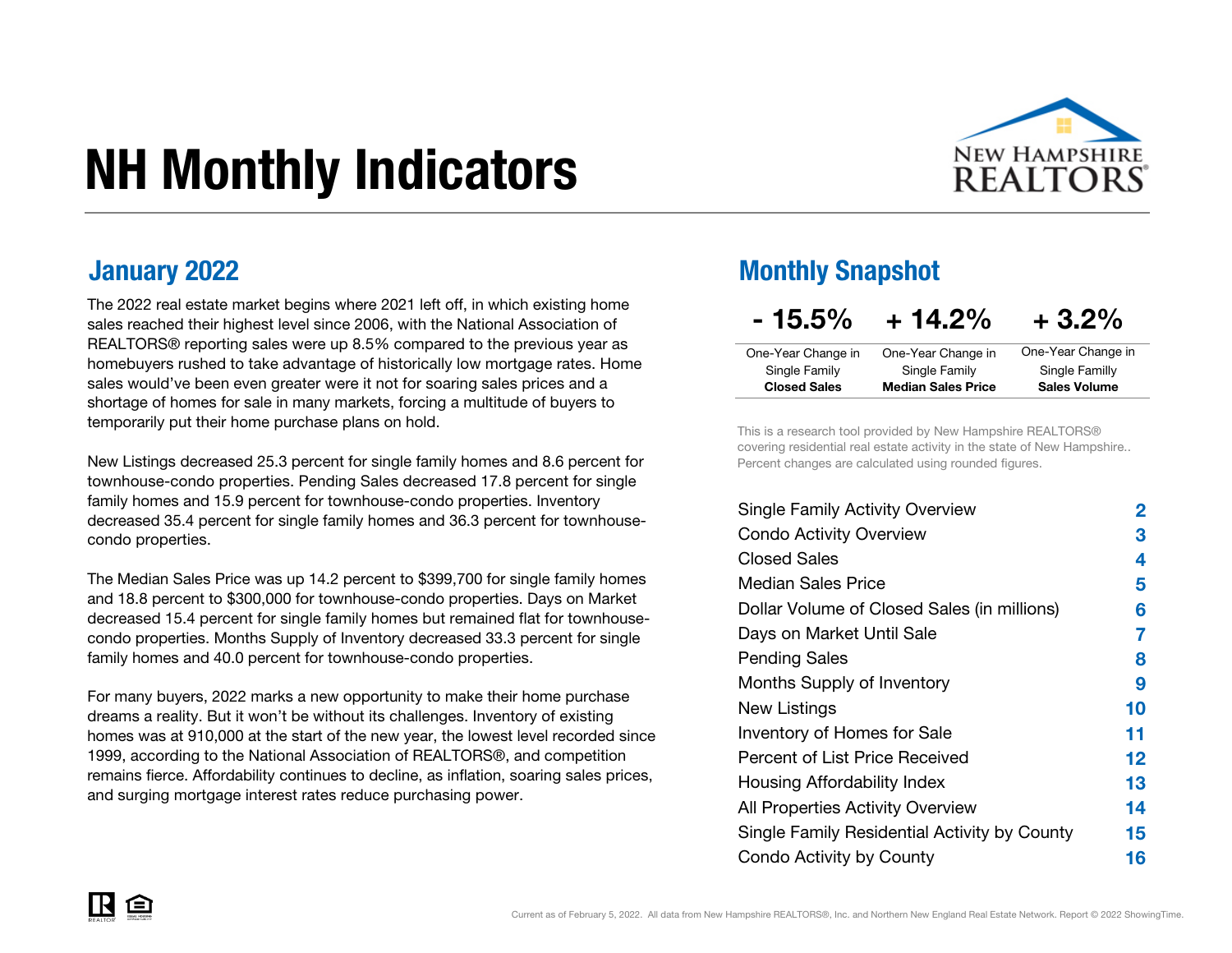# NH Monthly Indicators

## January 2022

The 2022 real estate market begins where 2021 left off, in which existing home sales reached their highest level since 2006, with the National Association of REALTORS® reporting sales were up 8.5% compared to the previous year as homebuyers rushed to take advantage of historically low mortgage rates. Home sales would've been even greater were it not for soaring sales prices and a shortage of homes for sale in many markets, forcing a multitude of buyers to temporarily put their home purchase plans on hold.

New Listings decreased 25.3 percent for single family homes and 8.6 percent for townhouse-condo properties. Pending Sales decreased 17.8 percent for single family homes and 15.9 percent for townhouse-condo properties. Inventory decreased 35.4 percent for single family homes and 36.3 percent for townhouse-condo properties.

The Median Sales Price was up 14.2 percent to $399,700 for single family homes and 18.8 percent to $300,000 for townhouse-condo properties. Days on Market decreased 15.4 percent for single family homes but remained flat for townhouse-condo properties. Months Supply of Inventory decreased 33.3 percent for single family homes and 40.0 percent for townhouse-condo properties.

For many buyers, 2022 marks a new opportunity to make their home purchase dreams a reality. But it won't be without its challenges. Inventory of existing homes was at 910,000 at the start of the new year, the lowest level recorded since 1999, according to the National Association of REALTORS®, and competition remains fierce. Affordability continues to decline, as inflation, soaring sales prices, and surging mortgage interest rates reduce purchasing power.

## Monthly Snapshot

| - 15.5% | + 14.2% | + 3.2% |
|---|---|---|
| One-Year Change in Single Family **Closed Sales** | One-Year Change in Single Family **Median Sales Price** | One-Year Change in Single Familly **Sales Volume** |

This is a research tool provided by New Hampshire REALTORS® covering residential real estate activity in the state of New Hampshire.. Percent changes are calculated using rounded figures.

| | |
|---|---|
| Single Family Activity Overview | 2 |
| Condo Activity Overview | 3 |
| Closed Sales | 4 |
| Median Sales Price | 5 |
| Dollar Volume of Closed Sales (in millions) | 6 |
| Days on Market Until Sale | 7 |
| Pending Sales | 8 |
| Months Supply of Inventory | 9 |
| New Listings | 10 |
| Inventory of Homes for Sale | 11 |
| Percent of List Price Received | 12 |
| Housing Affordability Index | 13 |
| All Properties Activity Overview | 14 |
| Single Family Residential Activity by County | 15 |
| Condo Activity by County | 16 |

Current as of February 5, 2022. All data from New Hampshire REALTORS®, Inc. and Northern New England Real Estate Network. Report © 2022 ShowingTime.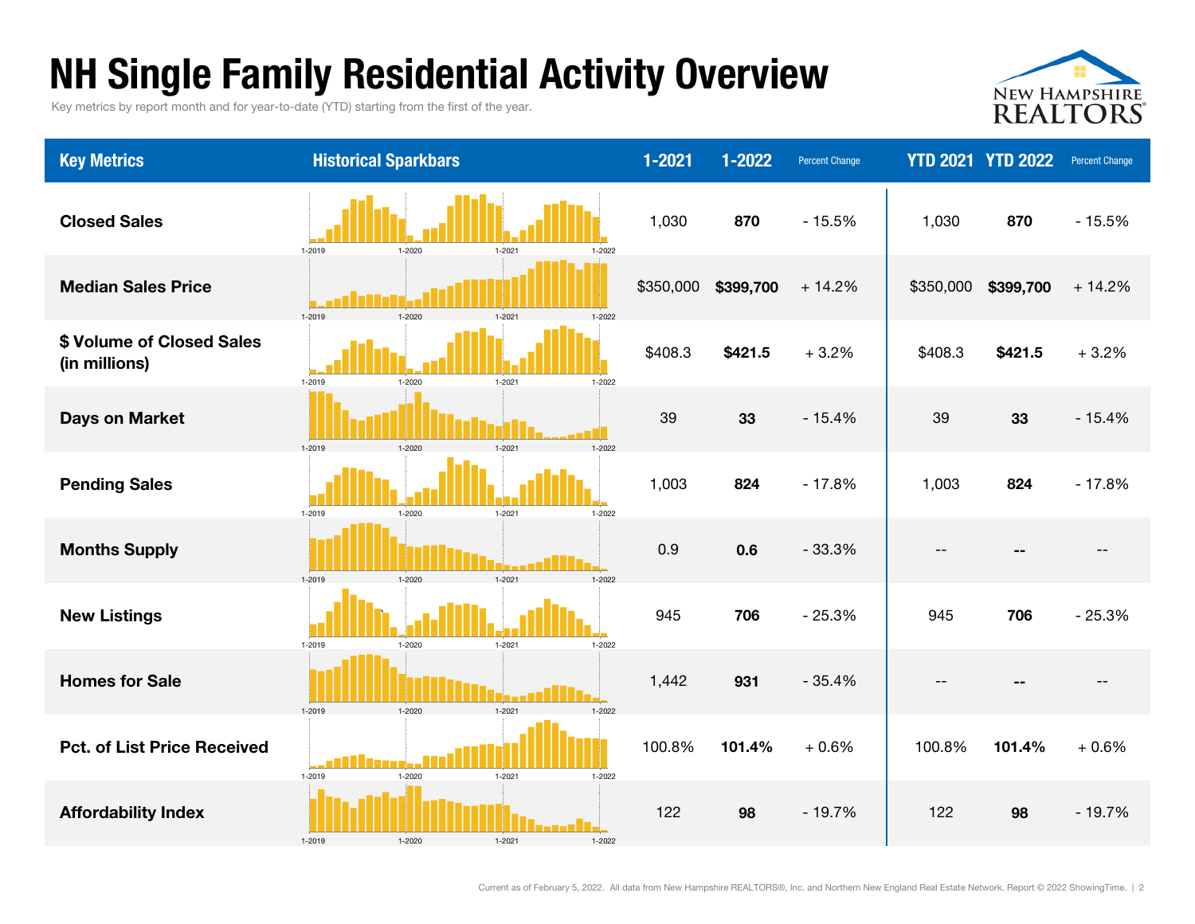# NH Single Family Residential Activity Overview

Key metrics by report month and for year-to-date (YTD) starting from the first of the year.

| Key Metrics | Historical Sparkbars | 1-2021 | 1-2022 | Percent Change | YTD 2021 | YTD 2022 | Percent Change |
|---|---|---|---|---|---|---|---|
| **Closed Sales** | 1-2019 1-2020 1-2021 1-2022 | 1,030 | **870** | - 15.5% | 1,030 | **870** | - 15.5% |
| **Median Sales Price** | 1-2019 1-2020 1-2021 1-2022 | $350,000 | **$399,700** | + 14.2% | $350,000 | **$399,700** | + 14.2% |
| **$ Volume of Closed Sales (in millions)** | 1-2019 1-2020 1-2021 1-2022 | $408.3 | **$421.5** | + 3.2% | $408.3 | **$421.5** | + 3.2% |
| **Days on Market** | 1-2019 1-2020 1-2021 1-2022 | 39 | **33** | - 15.4% | 39 | **33** | - 15.4% |
| **Pending Sales** | 1-2019 1-2020 1-2021 1-2022 | 1,003 | **824** | - 17.8% | 1,003 | **824** | - 17.8% |
| **Months Supply** | 1-2019 1-2020 1-2021 1-2022 | 0.9 | **0.6** | - 33.3% | -- | **--** | -- |
| **New Listings** | 1-2019 1-2020 1-2021 1-2022 | 945 | **706** | - 25.3% | 945 | **706** | - 25.3% |
| **Homes for Sale** | 1-2019 1-2020 1-2021 1-2022 | 1,442 | **931** | - 35.4% | -- | **--** | -- |
| **Pct. of List Price Received** | 1-2019 1-2020 1-2021 1-2022 | 100.8% | **101.4%** | + 0.6% | 100.8% | **101.4%** | + 0.6% |
| **Affordability Index** | 1-2019 1-2020 1-2021 1-2022 | 122 | **98** | - 19.7% | 122 | **98** | - 19.7% |

Current as of February 5, 2022. All data from New Hampshire REALTORS®, Inc. and Northern New England Real Estate Network. Report © 2022 ShowingTime.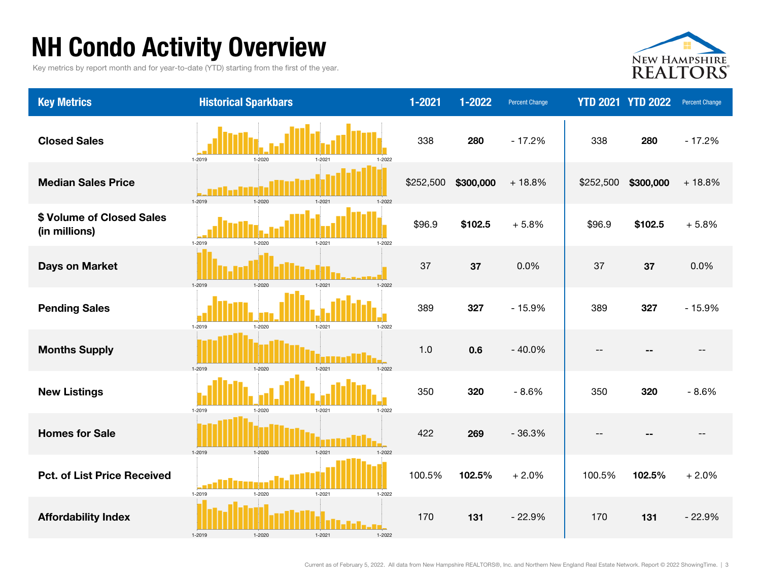# NH Condo Activity Overview

Key metrics by report month and for year-to-date (YTD) starting from the first of the year.

| Key Metrics | Historical Sparkbars | 1-2021 | 1-2022 | Percent Change | YTD 2021 | YTD 2022 | Percent Change |
|---|---|---|---|---|---|---|---|
| Closed Sales | 1-2019 1-2020 1-2021 1-2022 | 338 | **280** | - 17.2% | 338 | **280** | - 17.2% |
| Median Sales Price | 1-2019 1-2020 1-2021 1-2022 | $252,500 | **$300,000** | + 18.8% | $252,500 | **$300,000** | + 18.8% |
| $ Volume of Closed Sales (in millions) | 1-2019 1-2020 1-2021 1-2022 | $96.9 | **$102.5** | + 5.8% | $96.9 | **$102.5** | + 5.8% |
| Days on Market | 1-2019 1-2020 1-2021 1-2022 | 37 | **37** | 0.0% | 37 | **37** | 0.0% |
| Pending Sales | 1-2019 1-2020 1-2021 1-2022 | 389 | **327** | - 15.9% | 389 | **327** | - 15.9% |
| Months Supply | 1-2019 1-2020 1-2021 1-2022 | 1.0 | **0.6** | - 40.0% | -- | **--** | -- |
| New Listings | 1-2019 1-2020 1-2021 1-2022 | 350 | **320** | - 8.6% | 350 | **320** | - 8.6% |
| Homes for Sale | 1-2019 1-2020 1-2021 1-2022 | 422 | **269** | - 36.3% | -- | **--** | -- |
| Pct. of List Price Received | 1-2019 1-2020 1-2021 1-2022 | 100.5% | **102.5%** | + 2.0% | 100.5% | **102.5%** | + 2.0% |
| Affordability Index | 1-2019 1-2020 1-2021 1-2022 | 170 | **131** | - 22.9% | 170 | **131** | - 22.9% |

Current as of February 5, 2022. All data from New Hampshire REALTORS®, Inc. and Northern New England Real Estate Network. Report © 2022 ShowingTime.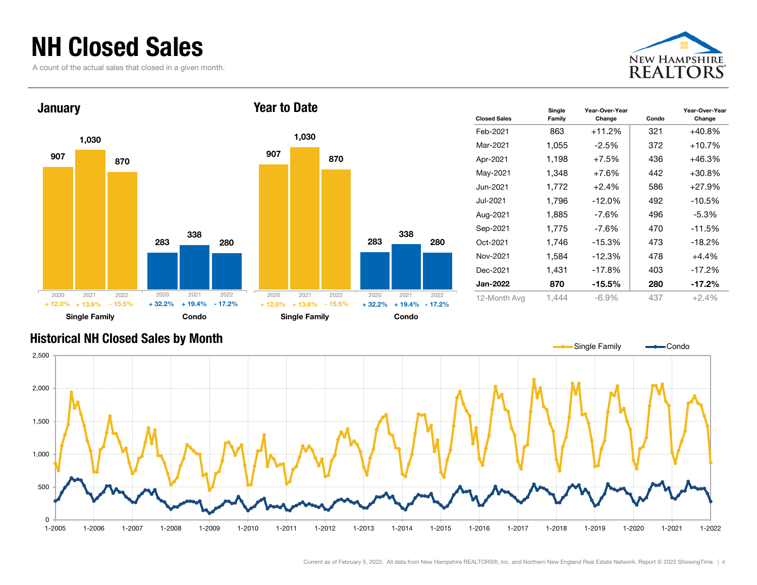# NH Closed Sales

A count of the actual sales that closed in a given month.

## January

| | 2020 | 2021 | 2022 |
|---|---|---|---|
| Single Family | 907 | 1,030 | 870 |
| Change | + 12.0% | + 13.6% | - 15.5% |
| Condo | 283 | 338 | 280 |
| Change | + 32.2% | + 19.4% | - 17.2% |

## Year to Date

| | 2020 | 2021 | 2022 |
|---|---|---|---|
| Single Family | 907 | 1,030 | 870 |
| Change | + 12.0% | + 13.6% | - 15.5% |
| Condo | 283 | 338 | 280 |
| Change | + 32.2% | + 19.4% | - 17.2% |

| Closed Sales | Single Family | Year-Over-Year Change | Condo | Year-Over-Year Change |
|---|---|---|---|---|
| Feb-2021 | 863 | +11.2% | 321 | +40.8% |
| Mar-2021 | 1,055 | -2.5% | 372 | +10.7% |
| Apr-2021 | 1,198 | +7.5% | 436 | +46.3% |
| May-2021 | 1,348 | +7.6% | 442 | +30.8% |
| Jun-2021 | 1,772 | +2.4% | 586 | +27.9% |
| Jul-2021 | 1,796 | -12.0% | 492 | -10.5% |
| Aug-2021 | 1,885 | -7.6% | 496 | -5.3% |
| Sep-2021 | 1,775 | -7.6% | 470 | -11.5% |
| Oct-2021 | 1,746 | -15.3% | 473 | -18.2% |
| Nov-2021 | 1,584 | -12.3% | 478 | +4.4% |
| Dec-2021 | 1,431 | -17.8% | 403 | -17.2% |
| **Jan-2022** | **870** | **-15.5%** | **280** | **-17.2%** |
| 12-Month Avg | 1,444 | -6.9% | 437 | +2.4% |

## Historical NH Closed Sales by Month

Single Family / Condo

Current as of February 5, 2022. All data from New Hampshire REALTORS®, Inc. and Northern New England Real Estate Network. Report © 2022 ShowingTime.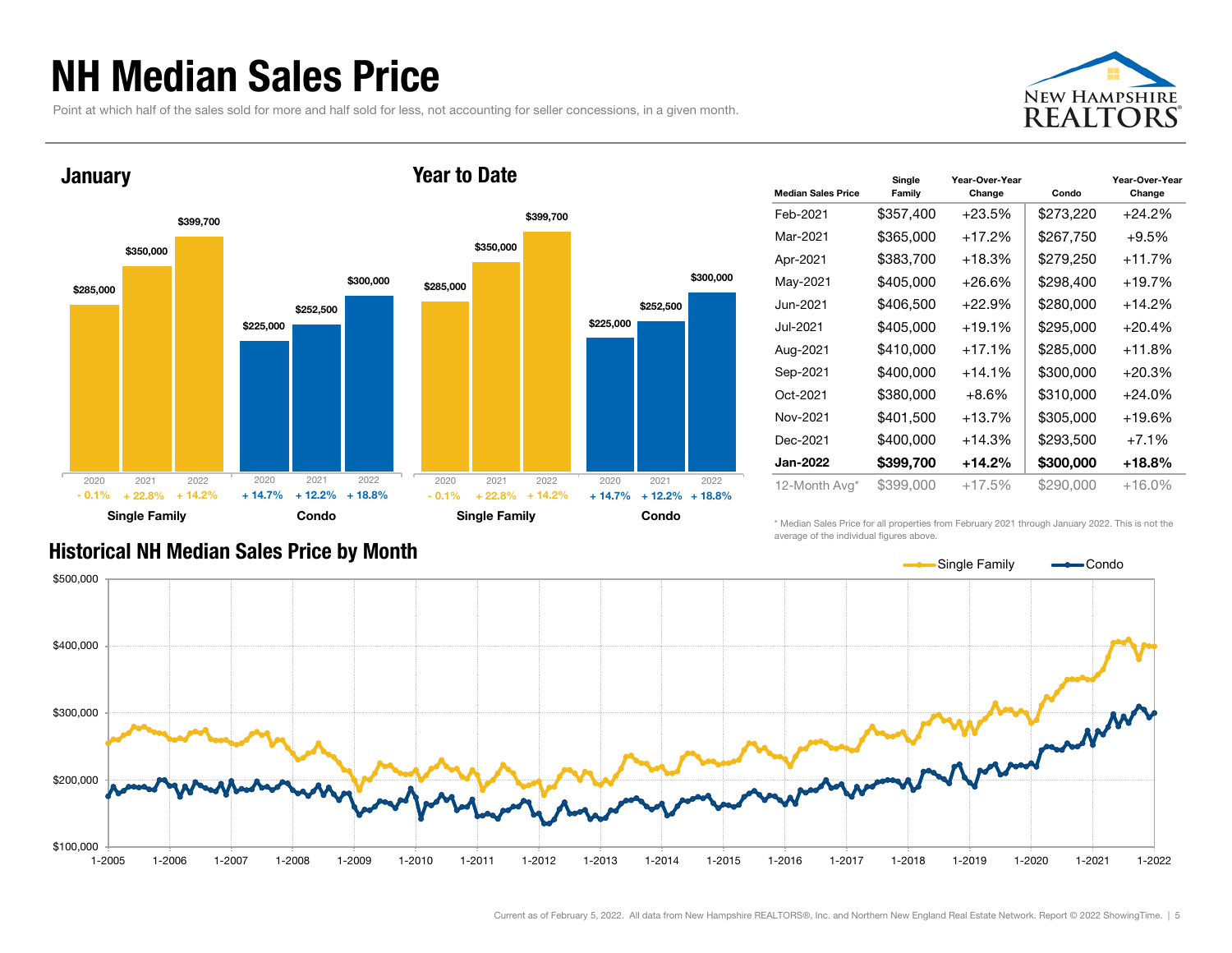# NH Median Sales Price

Point at which half of the sales sold for more and half sold for less, not accounting for seller concessions, in a given month.

## January

| | 2020 | 2021 | 2022 |
|---|---|---|---|
| Single Family | $285,000 | $350,000 | $399,700 |
| Change | - 0.1% | + 22.8% | + 14.2% |
| Condo | $225,000 | $252,500 | $300,000 |
| Change | + 14.7% | + 12.2% | + 18.8% |

## Year to Date

| | 2020 | 2021 | 2022 |
|---|---|---|---|
| Single Family | $285,000 | $350,000 | $399,700 |
| Change | - 0.1% | + 22.8% | + 14.2% |
| Condo | $225,000 | $252,500 | $300,000 |
| Change | + 14.7% | + 12.2% | + 18.8% |

| Median Sales Price | Single Family | Year-Over-Year Change | Condo | Year-Over-Year Change |
|---|---|---|---|---|
| Feb-2021 | $357,400 | +23.5% | $273,220 | +24.2% |
| Mar-2021 | $365,000 | +17.2% | $267,750 | +9.5% |
| Apr-2021 | $383,700 | +18.3% | $279,250 | +11.7% |
| May-2021 | $405,000 | +26.6% | $298,400 | +19.7% |
| Jun-2021 | $406,500 | +22.9% | $280,000 | +14.2% |
| Jul-2021 | $405,000 | +19.1% | $295,000 | +20.4% |
| Aug-2021 | $410,000 | +17.1% | $285,000 | +11.8% |
| Sep-2021 | $400,000 | +14.1% | $300,000 | +20.3% |
| Oct-2021 | $380,000 | +8.6% | $310,000 | +24.0% |
| Nov-2021 | $401,500 | +13.7% | $305,000 | +19.6% |
| Dec-2021 | $400,000 | +14.3% | $293,500 | +7.1% |
| **Jan-2022** | **$399,700** | **+14.2%** | **$300,000** | **+18.8%** |
| 12-Month Avg* | $399,000 | +17.5% | $290,000 | +16.0% |

\* Median Sales Price for all properties from February 2021 through January 2022. This is not the average of the individual figures above.

## Historical NH Median Sales Price by Month

Current as of February 5, 2022. All data from New Hampshire REALTORS®, Inc. and Northern New England Real Estate Network. Report © 2022 ShowingTime.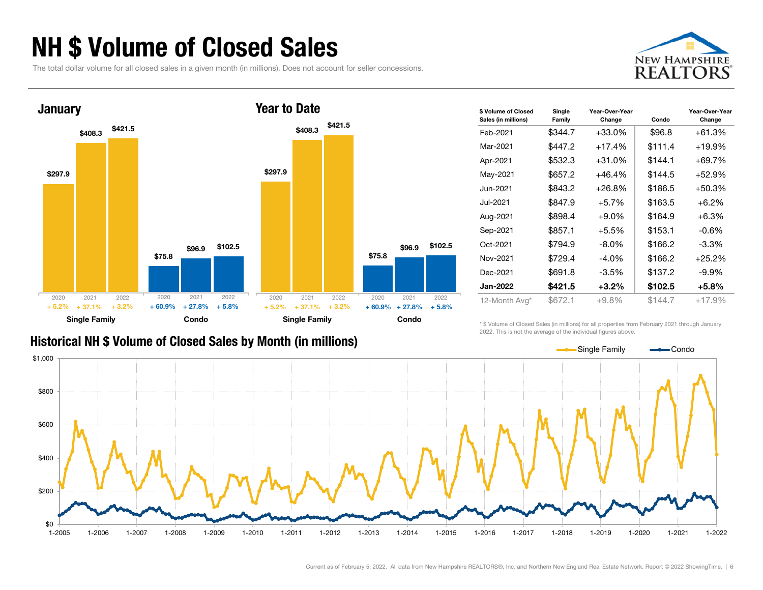# NH $ Volume of Closed Sales

The total dollar volume for all closed sales in a given month (in millions). Does not account for seller concessions.

## January

| | 2020 | 2021 | 2022 |
|---|---|---|---|
| Single Family | $297.9 | $408.3 | $421.5 |
| Change | + 5.2% | + 37.1% | + 3.2% |
| Condo | $75.8 | $96.9 | $102.5 |
| Change | + 60.9% | + 27.8% | + 5.8% |

## Year to Date

| | 2020 | 2021 | 2022 |
|---|---|---|---|
| Single Family | $297.9 | $408.3 | $421.5 |
| Change | + 5.2% | + 37.1% | + 3.2% |
| Condo | $75.8 | $96.9 | $102.5 |
| Change | + 60.9% | + 27.8% | + 5.8% |

| $ Volume of Closed Sales (in millions) | Single Family | Year-Over-Year Change | Condo | Year-Over-Year Change |
|---|---|---|---|---|
| Feb-2021 | $344.7 | +33.0% | $96.8 | +61.3% |
| Mar-2021 | $447.2 | +17.4% | $111.4 | +19.9% |
| Apr-2021 | $532.3 | +31.0% | $144.1 | +69.7% |
| May-2021 | $657.2 | +46.4% | $144.5 | +52.9% |
| Jun-2021 | $843.2 | +26.8% | $186.5 | +50.3% |
| Jul-2021 | $847.9 | +5.7% | $163.5 | +6.2% |
| Aug-2021 | $898.4 | +9.0% | $164.9 | +6.3% |
| Sep-2021 | $857.1 | +5.5% | $153.1 | -0.6% |
| Oct-2021 | $794.9 | -8.0% | $166.2 | -3.3% |
| Nov-2021 | $729.4 | -4.0% | $166.2 | +25.2% |
| Dec-2021 | $691.8 | -3.5% | $137.2 | -9.9% |
| **Jan-2022** | **$421.5** | **+3.2%** | **$102.5** | **+5.8%** |
| 12-Month Avg* | $672.1 | +9.8% | $144.7 | +17.9% |

\* $ Volume of Closed Sales (in millions) for all properties from February 2021 through January 2022. This is not the average of the individual figures above.

## Historical NH $ Volume of Closed Sales by Month (in millions)

Current as of February 5, 2022. All data from New Hampshire REALTORS®, Inc. and Northern New England Real Estate Network. Report © 2022 ShowingTime.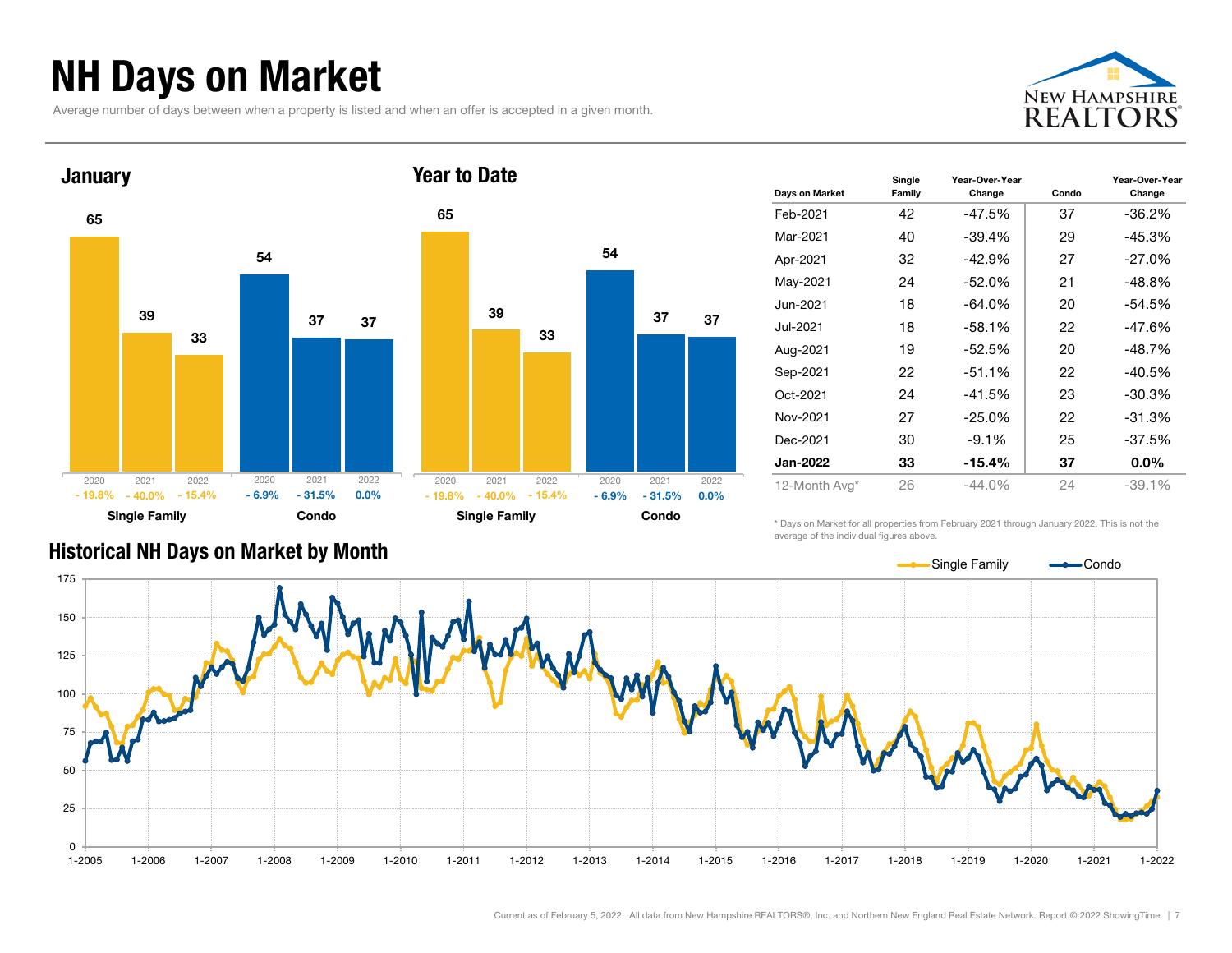# NH Days on Market

Average number of days between when a property is listed and when an offer is accepted in a given month.

## January

| | 2020 | 2021 | 2022 |
|---|---|---|---|
| Single Family | 65 | 39 | 33 |
| Change | - 19.8% | - 40.0% | - 15.4% |
| Condo | 54 | 37 | 37 |
| Change | - 6.9% | - 31.5% | 0.0% |

## Year to Date

| | 2020 | 2021 | 2022 |
|---|---|---|---|
| Single Family | 65 | 39 | 33 |
| Change | - 19.8% | - 40.0% | - 15.4% |
| Condo | 54 | 37 | 37 |
| Change | - 6.9% | - 31.5% | 0.0% |

| Days on Market | Single Family | Year-Over-Year Change | Condo | Year-Over-Year Change |
|---|---|---|---|---|
| Feb-2021 | 42 | -47.5% | 37 | -36.2% |
| Mar-2021 | 40 | -39.4% | 29 | -45.3% |
| Apr-2021 | 32 | -42.9% | 27 | -27.0% |
| May-2021 | 24 | -52.0% | 21 | -48.8% |
| Jun-2021 | 18 | -64.0% | 20 | -54.5% |
| Jul-2021 | 18 | -58.1% | 22 | -47.6% |
| Aug-2021 | 19 | -52.5% | 20 | -48.7% |
| Sep-2021 | 22 | -51.1% | 22 | -40.5% |
| Oct-2021 | 24 | -41.5% | 23 | -30.3% |
| Nov-2021 | 27 | -25.0% | 22 | -31.3% |
| Dec-2021 | 30 | -9.1% | 25 | -37.5% |
| **Jan-2022** | **33** | **-15.4%** | **37** | **0.0%** |
| 12-Month Avg* | 26 | -44.0% | 24 | -39.1% |

\* Days on Market for all properties from February 2021 through January 2022. This is not the average of the individual figures above.

## Historical NH Days on Market by Month

Single Family — Condo

Current as of February 5, 2022. All data from New Hampshire REALTORS®, Inc. and Northern New England Real Estate Network. Report © 2022 ShowingTime.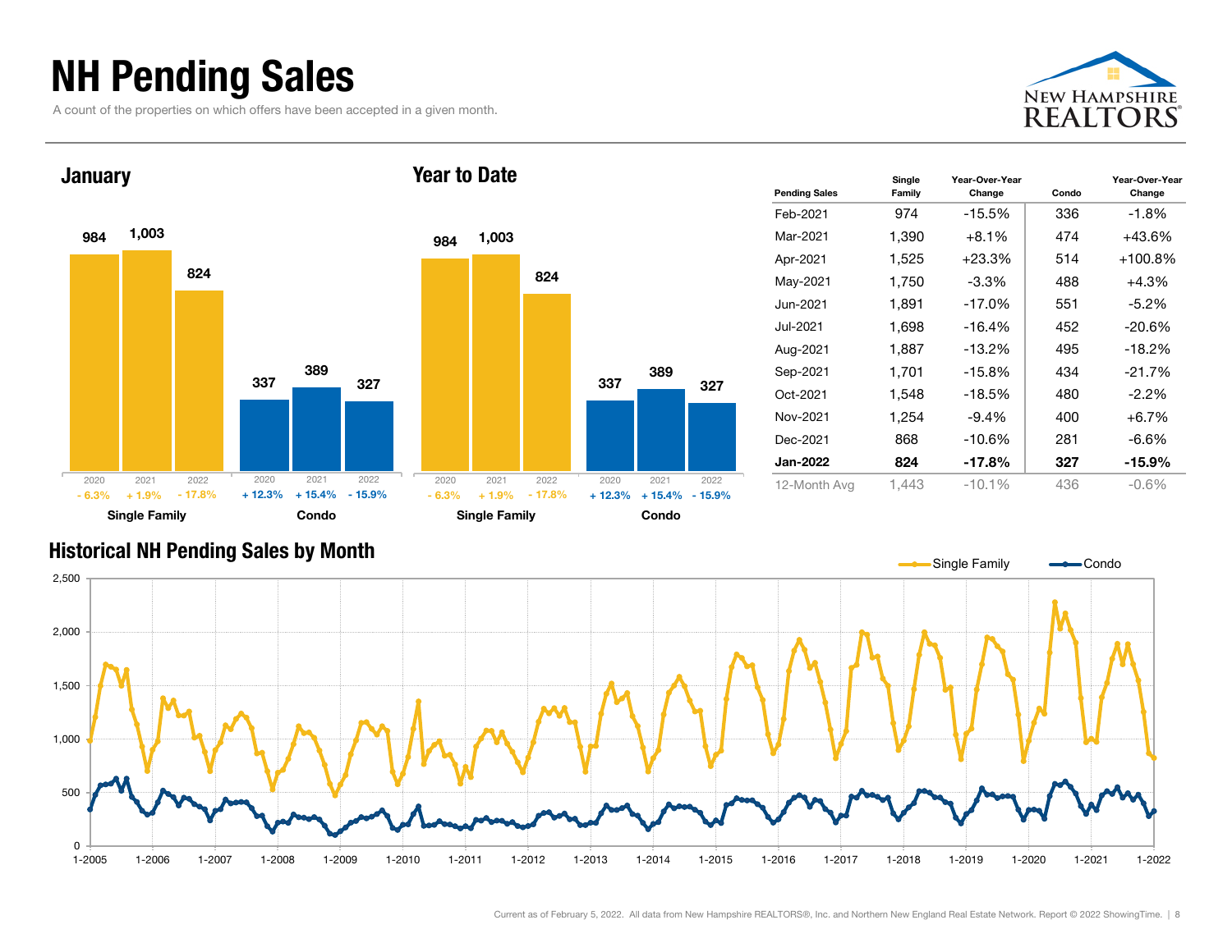# NH Pending Sales

A count of the properties on which offers have been accepted in a given month.

## January

| | 2020 | 2021 | 2022 |
|---|---|---|---|
| Single Family | 984 | 1,003 | 824 |
| Change | - 6.3% | + 1.9% | - 17.8% |
| Condo | 337 | 389 | 327 |
| Change | + 12.3% | + 15.4% | - 15.9% |

## Year to Date

| | 2020 | 2021 | 2022 |
|---|---|---|---|
| Single Family | 984 | 1,003 | 824 |
| Change | - 6.3% | + 1.9% | - 17.8% |
| Condo | 337 | 389 | 327 |
| Change | + 12.3% | + 15.4% | - 15.9% |

| Pending Sales | Single Family | Year-Over-Year Change | Condo | Year-Over-Year Change |
|---|---|---|---|---|
| Feb-2021 | 974 | -15.5% | 336 | -1.8% |
| Mar-2021 | 1,390 | +8.1% | 474 | +43.6% |
| Apr-2021 | 1,525 | +23.3% | 514 | +100.8% |
| May-2021 | 1,750 | -3.3% | 488 | +4.3% |
| Jun-2021 | 1,891 | -17.0% | 551 | -5.2% |
| Jul-2021 | 1,698 | -16.4% | 452 | -20.6% |
| Aug-2021 | 1,887 | -13.2% | 495 | -18.2% |
| Sep-2021 | 1,701 | -15.8% | 434 | -21.7% |
| Oct-2021 | 1,548 | -18.5% | 480 | -2.2% |
| Nov-2021 | 1,254 | -9.4% | 400 | +6.7% |
| Dec-2021 | 868 | -10.6% | 281 | -6.6% |
| **Jan-2022** | **824** | **-17.8%** | **327** | **-15.9%** |
| 12-Month Avg | 1,443 | -10.1% | 436 | -0.6% |

## Historical NH Pending Sales by Month

Single Family / Condo

Current as of February 5, 2022. All data from New Hampshire REALTORS®, Inc. and Northern New England Real Estate Network. Report © 2022 ShowingTime.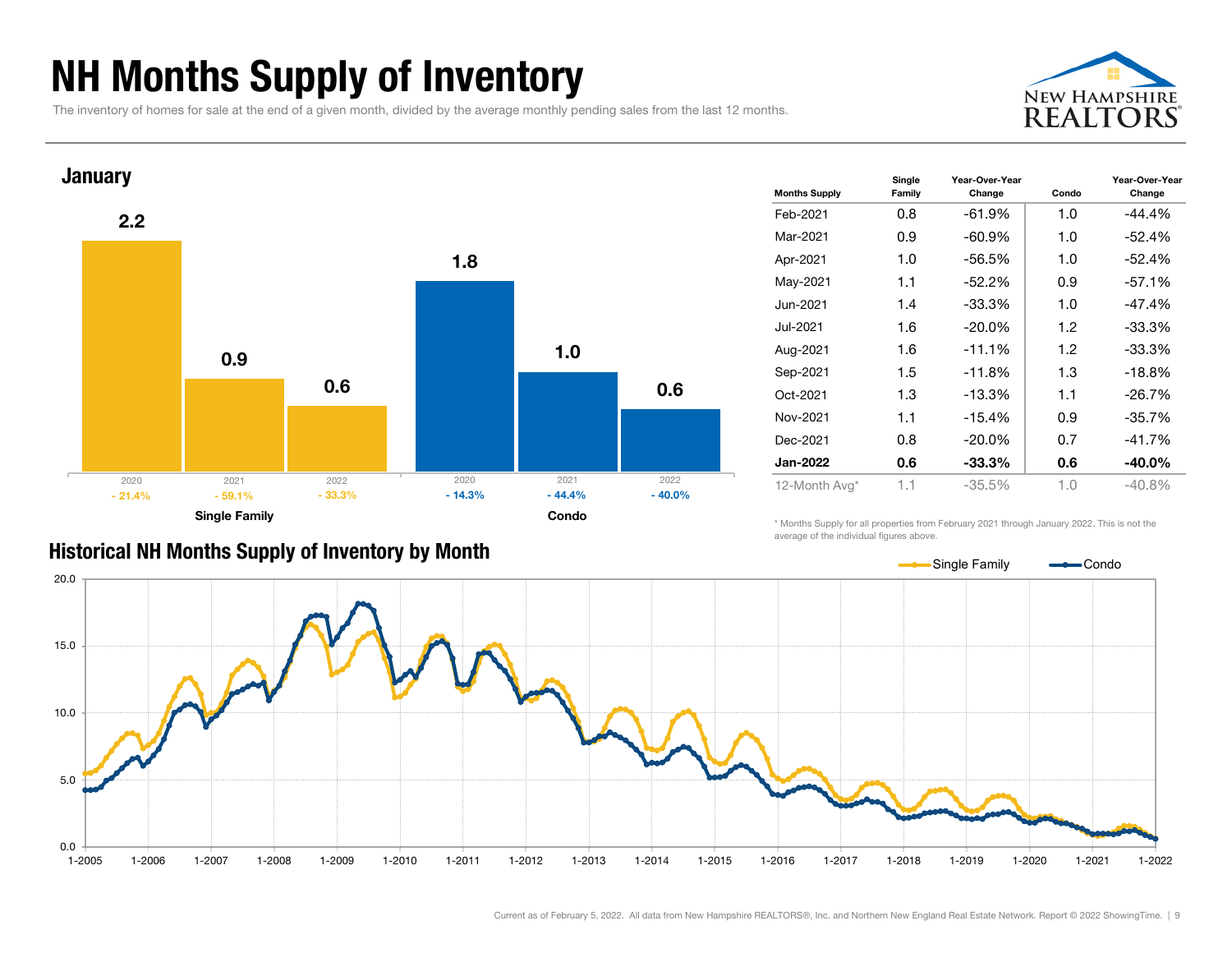# NH Months Supply of Inventory

The inventory of homes for sale at the end of a given month, divided by the average monthly pending sales from the last 12 months.

## January

| | 2020 | 2021 | 2022 |
|---|---|---|---|
| Single Family | 2.2 | 0.9 | 0.6 |
| Year-Over-Year Change | - 21.4% | - 59.1% | - 33.3% |
| Condo | 1.8 | 1.0 | 0.6 |
| Year-Over-Year Change | - 14.3% | - 44.4% | - 40.0% |

| Months Supply | Single Family | Year-Over-Year Change | Condo | Year-Over-Year Change |
|---|---|---|---|---|
| Feb-2021 | 0.8 | -61.9% | 1.0 | -44.4% |
| Mar-2021 | 0.9 | -60.9% | 1.0 | -52.4% |
| Apr-2021 | 1.0 | -56.5% | 1.0 | -52.4% |
| May-2021 | 1.1 | -52.2% | 0.9 | -57.1% |
| Jun-2021 | 1.4 | -33.3% | 1.0 | -47.4% |
| Jul-2021 | 1.6 | -20.0% | 1.2 | -33.3% |
| Aug-2021 | 1.6 | -11.1% | 1.2 | -33.3% |
| Sep-2021 | 1.5 | -11.8% | 1.3 | -18.8% |
| Oct-2021 | 1.3 | -13.3% | 1.1 | -26.7% |
| Nov-2021 | 1.1 | -15.4% | 0.9 | -35.7% |
| Dec-2021 | 0.8 | -20.0% | 0.7 | -41.7% |
| **Jan-2022** | **0.6** | **-33.3%** | **0.6** | **-40.0%** |
| 12-Month Avg* | 1.1 | -35.5% | 1.0 | -40.8% |

\* Months Supply for all properties from February 2021 through January 2022. This is not the average of the individual figures above.

## Historical NH Months Supply of Inventory by Month

Single Family — Condo

Current as of February 5, 2022. All data from New Hampshire REALTORS®, Inc. and Northern New England Real Estate Network. Report © 2022 ShowingTime.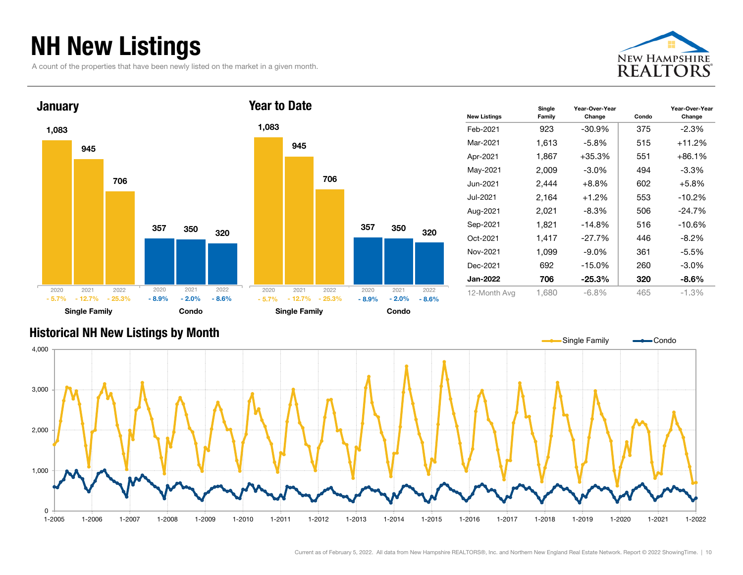# NH New Listings

A count of the properties that have been newly listed on the market in a given month.

## January

| | 2020 | 2021 | 2022 |
|---|---|---|---|
| Single Family | 1,083 | 945 | 706 |
| | - 5.7% | - 12.7% | - 25.3% |
| Condo | 357 | 350 | 320 |
| | - 8.9% | - 2.0% | - 8.6% |

## Year to Date

| | 2020 | 2021 | 2022 |
|---|---|---|---|
| Single Family | 1,083 | 945 | 706 |
| | - 5.7% | - 12.7% | - 25.3% |
| Condo | 357 | 350 | 320 |
| | - 8.9% | - 2.0% | - 8.6% |

| New Listings | Single Family | Year-Over-Year Change | Condo | Year-Over-Year Change |
|---|---|---|---|---|
| Feb-2021 | 923 | -30.9% | 375 | -2.3% |
| Mar-2021 | 1,613 | -5.8% | 515 | +11.2% |
| Apr-2021 | 1,867 | +35.3% | 551 | +86.1% |
| May-2021 | 2,009 | -3.0% | 494 | -3.3% |
| Jun-2021 | 2,444 | +8.8% | 602 | +5.8% |
| Jul-2021 | 2,164 | +1.2% | 553 | -10.2% |
| Aug-2021 | 2,021 | -8.3% | 506 | -24.7% |
| Sep-2021 | 1,821 | -14.8% | 516 | -10.6% |
| Oct-2021 | 1,417 | -27.7% | 446 | -8.2% |
| Nov-2021 | 1,099 | -9.0% | 361 | -5.5% |
| Dec-2021 | 692 | -15.0% | 260 | -3.0% |
| **Jan-2022** | **706** | **-25.3%** | **320** | **-8.6%** |
| 12-Month Avg | 1,680 | -6.8% | 465 | -1.3% |

## Historical NH New Listings by Month

Single Family — Condo

Current as of February 5, 2022. All data from New Hampshire REALTORS®, Inc. and Northern New England Real Estate Network. Report © 2022 ShowingTime.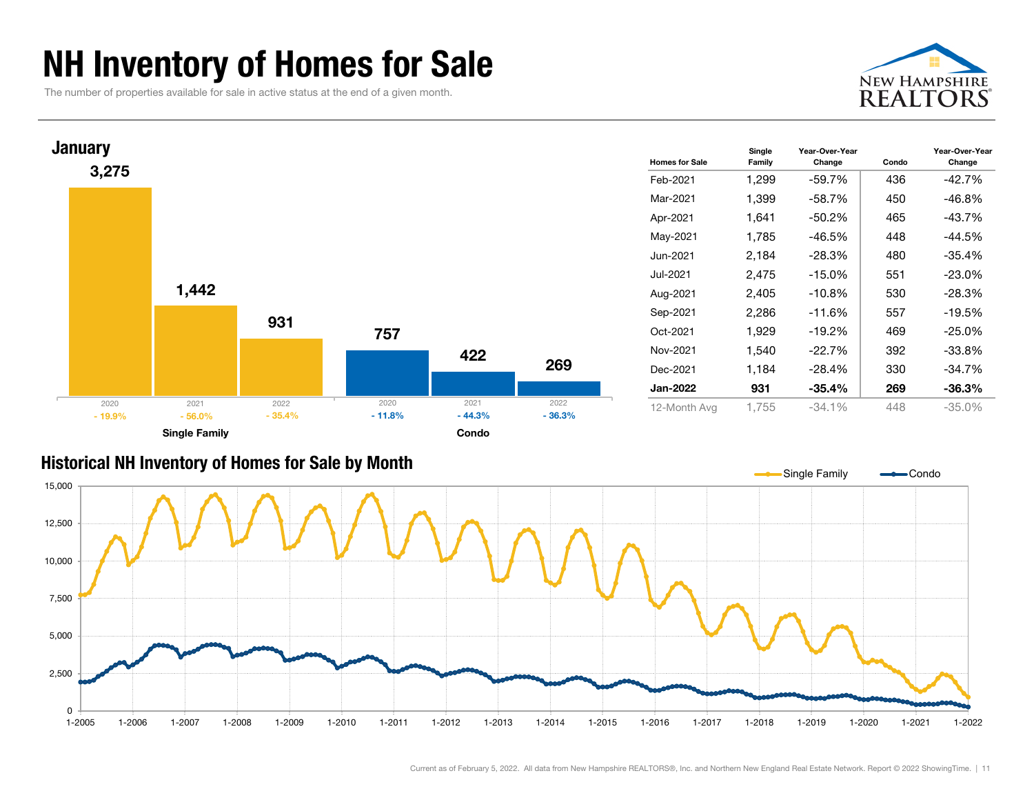# NH Inventory of Homes for Sale

The number of properties available for sale in active status at the end of a given month.

## January

| | 2020 | 2021 | 2022 |
|---|---|---|---|
| Single Family | 3,275 | 1,442 | 931 |
| Change | - 19.9% | - 56.0% | - 35.4% |
| Condo | 757 | 422 | 269 |
| Change | - 11.8% | - 44.3% | - 36.3% |

| Homes for Sale | Single Family | Year-Over-Year Change | Condo | Year-Over-Year Change |
|---|---|---|---|---|
| Feb-2021 | 1,299 | -59.7% | 436 | -42.7% |
| Mar-2021 | 1,399 | -58.7% | 450 | -46.8% |
| Apr-2021 | 1,641 | -50.2% | 465 | -43.7% |
| May-2021 | 1,785 | -46.5% | 448 | -44.5% |
| Jun-2021 | 2,184 | -28.3% | 480 | -35.4% |
| Jul-2021 | 2,475 | -15.0% | 551 | -23.0% |
| Aug-2021 | 2,405 | -10.8% | 530 | -28.3% |
| Sep-2021 | 2,286 | -11.6% | 557 | -19.5% |
| Oct-2021 | 1,929 | -19.2% | 469 | -25.0% |
| Nov-2021 | 1,540 | -22.7% | 392 | -33.8% |
| Dec-2021 | 1,184 | -28.4% | 330 | -34.7% |
| **Jan-2022** | **931** | **-35.4%** | **269** | **-36.3%** |
| 12-Month Avg | 1,755 | -34.1% | 448 | -35.0% |

## Historical NH Inventory of Homes for Sale by Month

Single Family / Condo

Current as of February 5, 2022. All data from New Hampshire REALTORS®, Inc. and Northern New England Real Estate Network. Report © 2022 ShowingTime.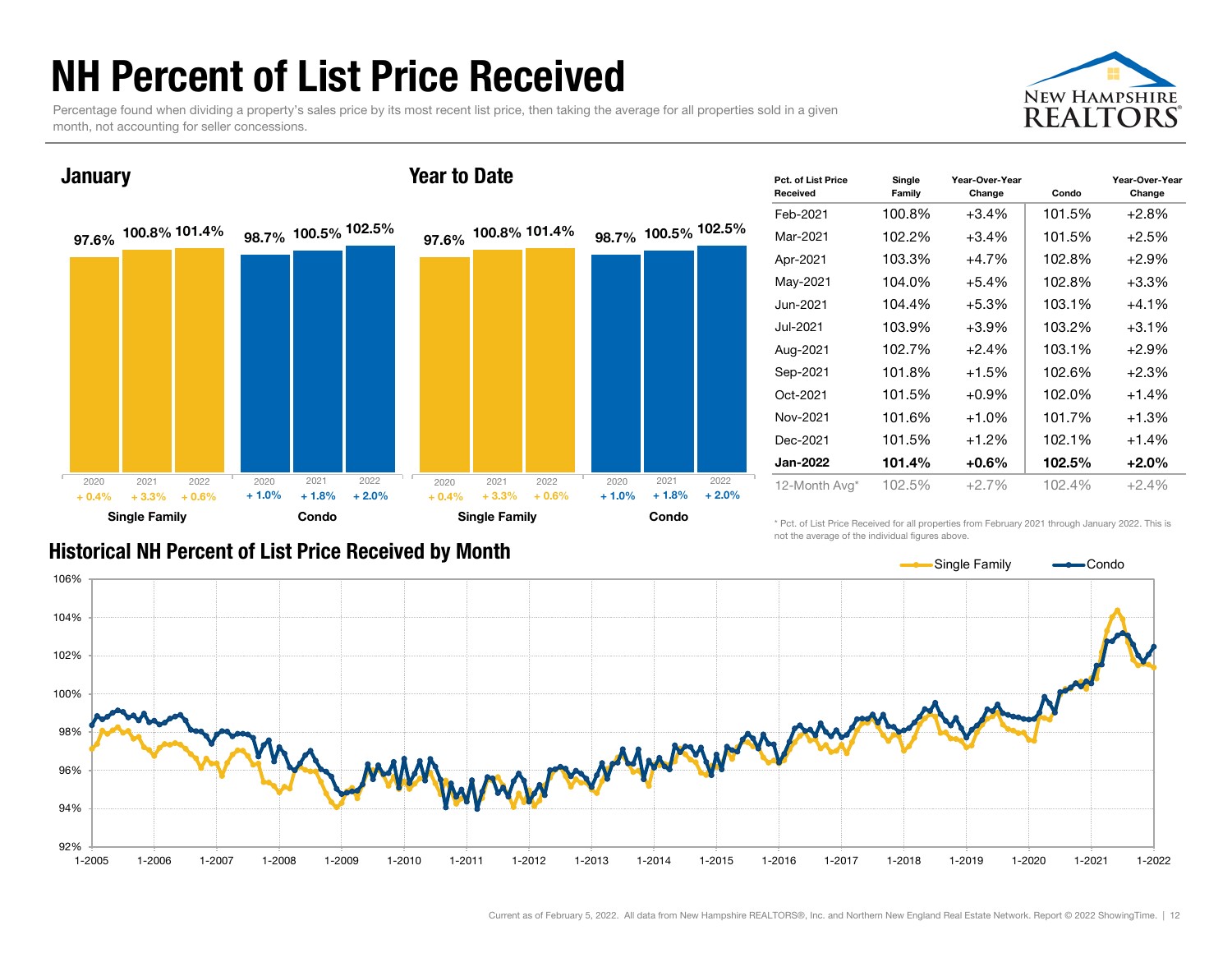# NH Percent of List Price Received

Percentage found when dividing a property's sales price by its most recent list price, then taking the average for all properties sold in a given month, not accounting for seller concessions.

## January

| | 2020 | 2021 | 2022 |
|---|---|---|---|
| Single Family | 97.6% | 100.8% | 101.4% |
| Change | + 0.4% | + 3.3% | + 0.6% |
| Condo | 98.7% | 100.5% | 102.5% |
| Change | + 1.0% | + 1.8% | + 2.0% |

## Year to Date

| | 2020 | 2021 | 2022 |
|---|---|---|---|
| Single Family | 97.6% | 100.8% | 101.4% |
| Change | + 0.4% | + 3.3% | + 0.6% |
| Condo | 98.7% | 100.5% | 102.5% |
| Change | + 1.0% | + 1.8% | + 2.0% |

| Pct. of List Price Received | Single Family | Year-Over-Year Change | Condo | Year-Over-Year Change |
|---|---|---|---|---|
| Feb-2021 | 100.8% | +3.4% | 101.5% | +2.8% |
| Mar-2021 | 102.2% | +3.4% | 101.5% | +2.5% |
| Apr-2021 | 103.3% | +4.7% | 102.8% | +2.9% |
| May-2021 | 104.0% | +5.4% | 102.8% | +3.3% |
| Jun-2021 | 104.4% | +5.3% | 103.1% | +4.1% |
| Jul-2021 | 103.9% | +3.9% | 103.2% | +3.1% |
| Aug-2021 | 102.7% | +2.4% | 103.1% | +2.9% |
| Sep-2021 | 101.8% | +1.5% | 102.6% | +2.3% |
| Oct-2021 | 101.5% | +0.9% | 102.0% | +1.4% |
| Nov-2021 | 101.6% | +1.0% | 101.7% | +1.3% |
| Dec-2021 | 101.5% | +1.2% | 102.1% | +1.4% |
| **Jan-2022** | **101.4%** | **+0.6%** | **102.5%** | **+2.0%** |
| 12-Month Avg* | 102.5% | +2.7% | 102.4% | +2.4% |

\* Pct. of List Price Received for all properties from February 2021 through January 2022. This is not the average of the individual figures above.

## Historical NH Percent of List Price Received by Month

Single Family | Condo

Current as of February 5, 2022. All data from New Hampshire REALTORS®, Inc. and Northern New England Real Estate Network. Report © 2022 ShowingTime.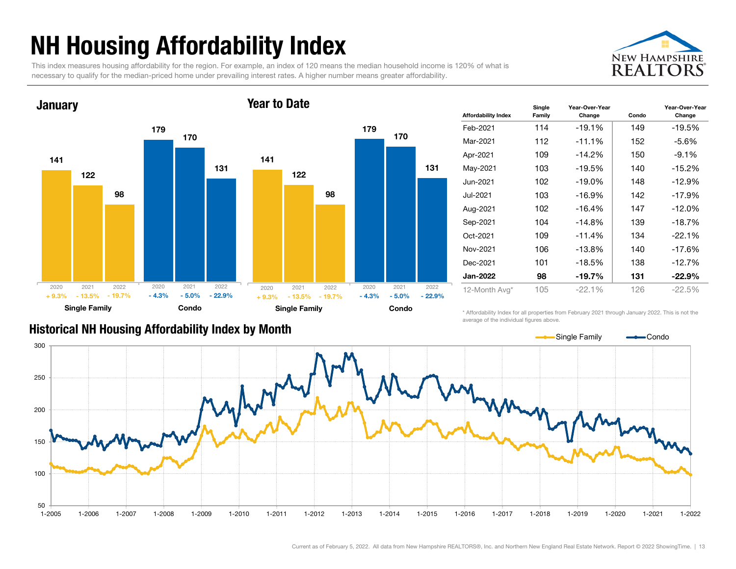# NH Housing Affordability Index

This index measures housing affordability for the region. For example, an index of 120 means the median household income is 120% of what is necessary to qualify for the median-priced home under prevailing interest rates. A higher number means greater affordability.

## January

| | 2020 | 2021 | 2022 |
|---|---|---|---|
| Single Family | 141 | 122 | 98 |
| Change | + 9.3% | - 13.5% | - 19.7% |
| Condo | 179 | 170 | 131 |
| Change | - 4.3% | - 5.0% | - 22.9% |

## Year to Date

| | 2020 | 2021 | 2022 |
|---|---|---|---|
| Single Family | 141 | 122 | 98 |
| Change | + 9.3% | - 13.5% | - 19.7% |
| Condo | 179 | 170 | 131 |
| Change | - 4.3% | - 5.0% | - 22.9% |

| Affordability Index | Single Family | Year-Over-Year Change | Condo | Year-Over-Year Change |
|---|---|---|---|---|
| Feb-2021 | 114 | -19.1% | 149 | -19.5% |
| Mar-2021 | 112 | -11.1% | 152 | -5.6% |
| Apr-2021 | 109 | -14.2% | 150 | -9.1% |
| May-2021 | 103 | -19.5% | 140 | -15.2% |
| Jun-2021 | 102 | -19.0% | 148 | -12.9% |
| Jul-2021 | 103 | -16.9% | 142 | -17.9% |
| Aug-2021 | 102 | -16.4% | 147 | -12.0% |
| Sep-2021 | 104 | -14.8% | 139 | -18.7% |
| Oct-2021 | 109 | -11.4% | 134 | -22.1% |
| Nov-2021 | 106 | -13.8% | 140 | -17.6% |
| Dec-2021 | 101 | -18.5% | 138 | -12.7% |
| **Jan-2022** | **98** | **-19.7%** | **131** | **-22.9%** |
| 12-Month Avg* | 105 | -22.1% | 126 | -22.5% |

\* Affordability Index for all properties from February 2021 through January 2022. This is not the average of the individual figures above.

## Historical NH Housing Affordability Index by Month

Single Family | Condo

Current as of February 5, 2022. All data from New Hampshire REALTORS®, Inc. and Northern New England Real Estate Network. Report © 2022 ShowingTime.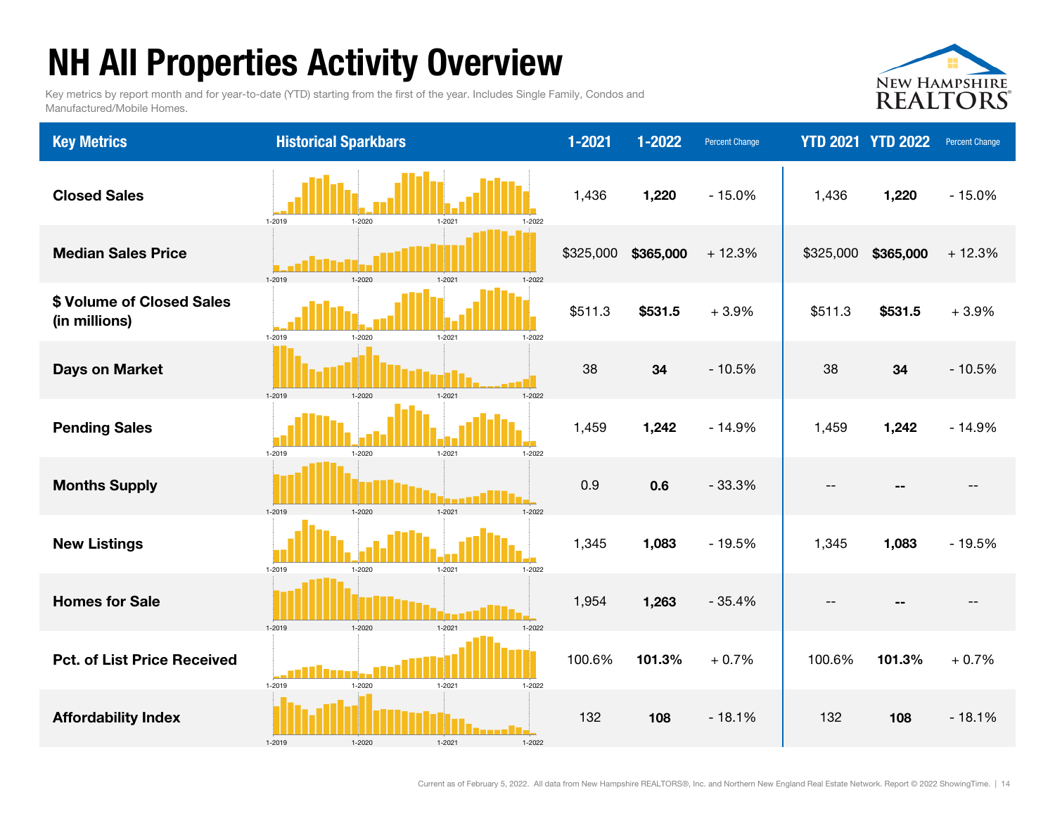# NH All Properties Activity Overview

Key metrics by report month and for year-to-date (YTD) starting from the first of the year. Includes Single Family, Condos and Manufactured/Mobile Homes.

| Key Metrics | Historical Sparkbars | 1-2021 | 1-2022 | Percent Change | YTD 2021 | YTD 2022 | Percent Change |
| --- | --- | --- | --- | --- | --- | --- | --- |
| **Closed Sales** | 1-2019 1-2020 1-2021 1-2022 | 1,436 | **1,220** | - 15.0% | 1,436 | **1,220** | - 15.0% |
| **Median Sales Price** | 1-2019 1-2020 1-2021 1-2022 | $325,000 | **$365,000** | + 12.3% | $325,000 | **$365,000** | + 12.3% |
| **$ Volume of Closed Sales (in millions)** | 1-2019 1-2020 1-2021 1-2022 | $511.3 | **$531.5** | + 3.9% | $511.3 | **$531.5** | + 3.9% |
| **Days on Market** | 1-2019 1-2020 1-2021 1-2022 | 38 | **34** | - 10.5% | 38 | **34** | - 10.5% |
| **Pending Sales** | 1-2019 1-2020 1-2021 1-2022 | 1,459 | **1,242** | - 14.9% | 1,459 | **1,242** | - 14.9% |
| **Months Supply** | 1-2019 1-2020 1-2021 1-2022 | 0.9 | **0.6** | - 33.3% | -- | **--** | -- |
| **New Listings** | 1-2019 1-2020 1-2021 1-2022 | 1,345 | **1,083** | - 19.5% | 1,345 | **1,083** | - 19.5% |
| **Homes for Sale** | 1-2019 1-2020 1-2021 1-2022 | 1,954 | **1,263** | - 35.4% | -- | **--** | -- |
| **Pct. of List Price Received** | 1-2019 1-2020 1-2021 1-2022 | 100.6% | **101.3%** | + 0.7% | 100.6% | **101.3%** | + 0.7% |
| **Affordability Index** | 1-2019 1-2020 1-2021 1-2022 | 132 | **108** | - 18.1% | 132 | **108** | - 18.1% |

Current as of February 5, 2022. All data from New Hampshire REALTORS®, Inc. and Northern New England Real Estate Network. Report © 2022 ShowingTime.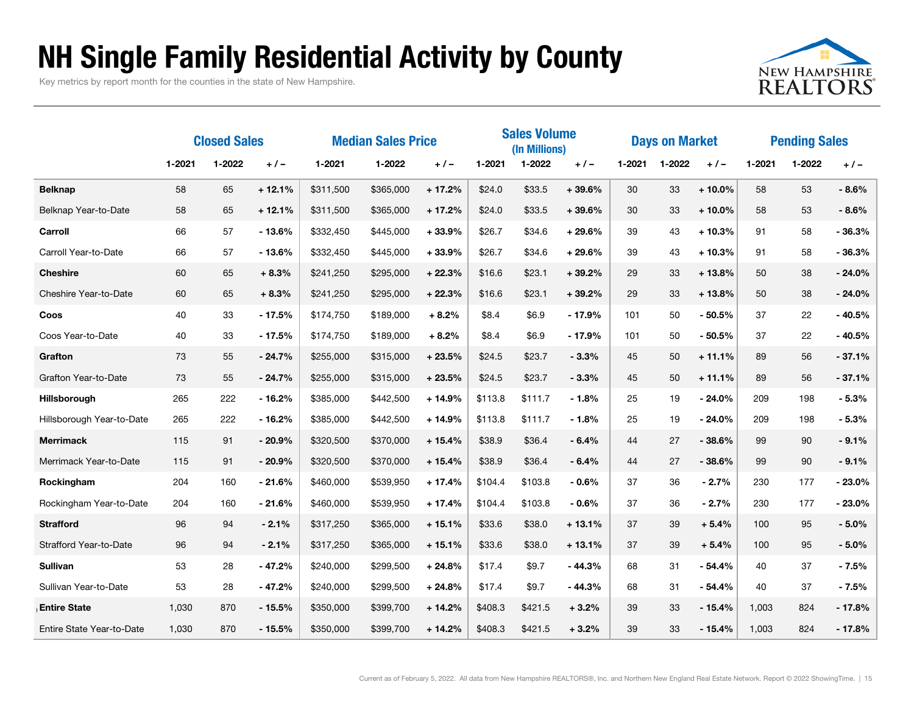# NH Single Family Residential Activity by County

Key metrics by report month for the counties in the state of New Hampshire.

| | Closed Sales | | | Median Sales Price | | | Sales Volume (In Millions) | | | Days on Market | | | Pending Sales | | |
|---|---|---|---|---|---|---|---|---|---|---|---|---|---|---|---|
| | 1-2021 | 1-2022 | + / – | 1-2021 | 1-2022 | + / – | 1-2021 | 1-2022 | + / – | 1-2021 | 1-2022 | + / – | 1-2021 | 1-2022 | + / – |
| **Belknap** | 58 | 65 | + 12.1% | $311,500 | $365,000 | + 17.2% | $24.0 | $33.5 | + 39.6% | 30 | 33 | + 10.0% | 58 | 53 | - 8.6% |
| Belknap Year-to-Date | 58 | 65 | + 12.1% | $311,500 | $365,000 | + 17.2% | $24.0 | $33.5 | + 39.6% | 30 | 33 | + 10.0% | 58 | 53 | - 8.6% |
| **Carroll** | 66 | 57 | - 13.6% | $332,450 | $445,000 | + 33.9% | $26.7 | $34.6 | + 29.6% | 39 | 43 | + 10.3% | 91 | 58 | - 36.3% |
| Carroll Year-to-Date | 66 | 57 | - 13.6% | $332,450 | $445,000 | + 33.9% | $26.7 | $34.6 | + 29.6% | 39 | 43 | + 10.3% | 91 | 58 | - 36.3% |
| **Cheshire** | 60 | 65 | + 8.3% | $241,250 | $295,000 | + 22.3% | $16.6 | $23.1 | + 39.2% | 29 | 33 | + 13.8% | 50 | 38 | - 24.0% |
| Cheshire Year-to-Date | 60 | 65 | + 8.3% | $241,250 | $295,000 | + 22.3% | $16.6 | $23.1 | + 39.2% | 29 | 33 | + 13.8% | 50 | 38 | - 24.0% |
| **Coos** | 40 | 33 | - 17.5% | $174,750 | $189,000 | + 8.2% | $8.4 | $6.9 | - 17.9% | 101 | 50 | - 50.5% | 37 | 22 | - 40.5% |
| Coos Year-to-Date | 40 | 33 | - 17.5% | $174,750 | $189,000 | + 8.2% | $8.4 | $6.9 | - 17.9% | 101 | 50 | - 50.5% | 37 | 22 | - 40.5% |
| **Grafton** | 73 | 55 | - 24.7% | $255,000 | $315,000 | + 23.5% | $24.5 | $23.7 | - 3.3% | 45 | 50 | + 11.1% | 89 | 56 | - 37.1% |
| Grafton Year-to-Date | 73 | 55 | - 24.7% | $255,000 | $315,000 | + 23.5% | $24.5 | $23.7 | - 3.3% | 45 | 50 | + 11.1% | 89 | 56 | - 37.1% |
| **Hillsborough** | 265 | 222 | - 16.2% | $385,000 | $442,500 | + 14.9% | $113.8 | $111.7 | - 1.8% | 25 | 19 | - 24.0% | 209 | 198 | - 5.3% |
| Hillsborough Year-to-Date | 265 | 222 | - 16.2% | $385,000 | $442,500 | + 14.9% | $113.8 | $111.7 | - 1.8% | 25 | 19 | - 24.0% | 209 | 198 | - 5.3% |
| **Merrimack** | 115 | 91 | - 20.9% | $320,500 | $370,000 | + 15.4% | $38.9 | $36.4 | - 6.4% | 44 | 27 | - 38.6% | 99 | 90 | - 9.1% |
| Merrimack Year-to-Date | 115 | 91 | - 20.9% | $320,500 | $370,000 | + 15.4% | $38.9 | $36.4 | - 6.4% | 44 | 27 | - 38.6% | 99 | 90 | - 9.1% |
| **Rockingham** | 204 | 160 | - 21.6% | $460,000 | $539,950 | + 17.4% | $104.4 | $103.8 | - 0.6% | 37 | 36 | - 2.7% | 230 | 177 | - 23.0% |
| Rockingham Year-to-Date | 204 | 160 | - 21.6% | $460,000 | $539,950 | + 17.4% | $104.4 | $103.8 | - 0.6% | 37 | 36 | - 2.7% | 230 | 177 | - 23.0% |
| **Strafford** | 96 | 94 | - 2.1% | $317,250 | $365,000 | + 15.1% | $33.6 | $38.0 | + 13.1% | 37 | 39 | + 5.4% | 100 | 95 | - 5.0% |
| Strafford Year-to-Date | 96 | 94 | - 2.1% | $317,250 | $365,000 | + 15.1% | $33.6 | $38.0 | + 13.1% | 37 | 39 | + 5.4% | 100 | 95 | - 5.0% |
| **Sullivan** | 53 | 28 | - 47.2% | $240,000 | $299,500 | + 24.8% | $17.4 | $9.7 | - 44.3% | 68 | 31 | - 54.4% | 40 | 37 | - 7.5% |
| Sullivan Year-to-Date | 53 | 28 | - 47.2% | $240,000 | $299,500 | + 24.8% | $17.4 | $9.7 | - 44.3% | 68 | 31 | - 54.4% | 40 | 37 | - 7.5% |
| **Entire State** | 1,030 | 870 | - 15.5% | $350,000 | $399,700 | + 14.2% | $408.3 | $421.5 | + 3.2% | 39 | 33 | - 15.4% | 1,003 | 824 | - 17.8% |
| Entire State Year-to-Date | 1,030 | 870 | - 15.5% | $350,000 | $399,700 | + 14.2% | $408.3 | $421.5 | + 3.2% | 39 | 33 | - 15.4% | 1,003 | 824 | - 17.8% |

Current as of February 5, 2022. All data from New Hampshire REALTORS®, Inc. and Northern New England Real Estate Network. Report © 2022 ShowingTime.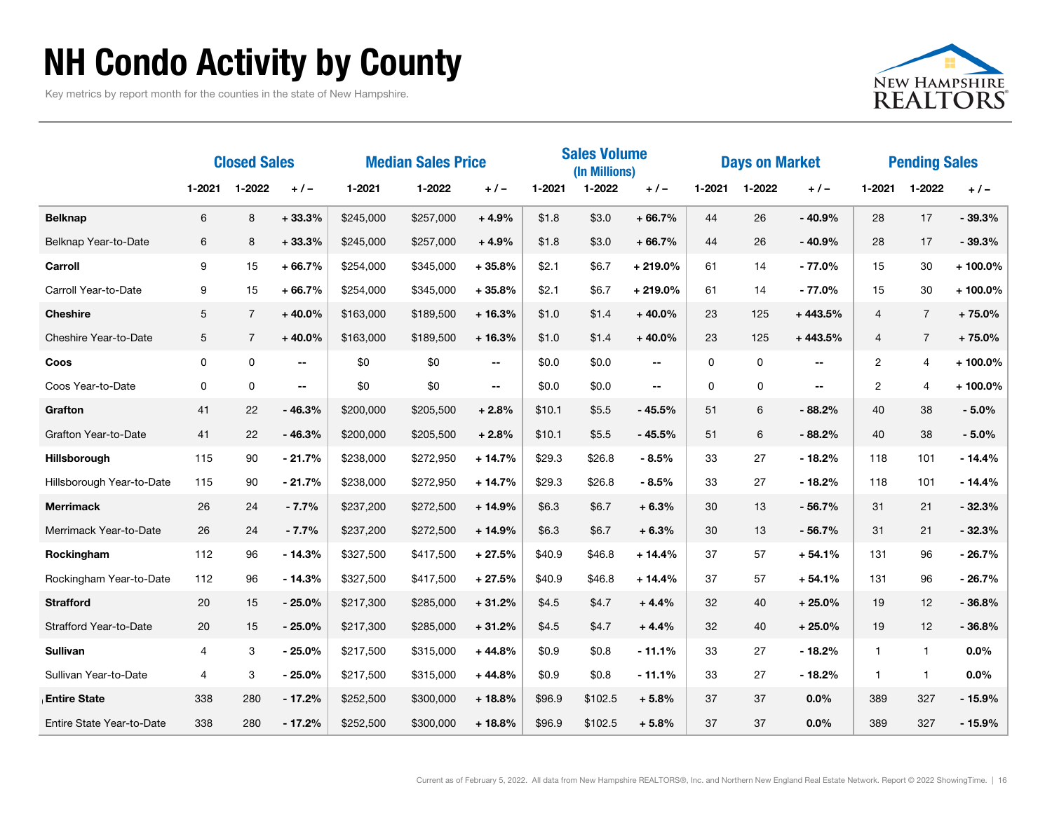# NH Condo Activity by County

Key metrics by report month for the counties in the state of New Hampshire.

| | Closed Sales | | | Median Sales Price | | | Sales Volume (In Millions) | | | Days on Market | | | Pending Sales | | |
|---|---|---|---|---|---|---|---|---|---|---|---|---|---|---|---|
| | 1-2021 | 1-2022 | + / – | 1-2021 | 1-2022 | + / – | 1-2021 | 1-2022 | + / – | 1-2021 | 1-2022 | + / – | 1-2021 | 1-2022 | + / – |
| **Belknap** | 6 | 8 | + 33.3% | $245,000 | $257,000 | + 4.9% | $1.8 | $3.0 | + 66.7% | 44 | 26 | - 40.9% | 28 | 17 | - 39.3% |
| Belknap Year-to-Date | 6 | 8 | + 33.3% | $245,000 | $257,000 | + 4.9% | $1.8 | $3.0 | + 66.7% | 44 | 26 | - 40.9% | 28 | 17 | - 39.3% |
| **Carroll** | 9 | 15 | + 66.7% | $254,000 | $345,000 | + 35.8% | $2.1 | $6.7 | + 219.0% | 61 | 14 | - 77.0% | 15 | 30 | + 100.0% |
| Carroll Year-to-Date | 9 | 15 | + 66.7% | $254,000 | $345,000 | + 35.8% | $2.1 | $6.7 | + 219.0% | 61 | 14 | - 77.0% | 15 | 30 | + 100.0% |
| **Cheshire** | 5 | 7 | + 40.0% | $163,000 | $189,500 | + 16.3% | $1.0 | $1.4 | + 40.0% | 23 | 125 | + 443.5% | 4 | 7 | + 75.0% |
| Cheshire Year-to-Date | 5 | 7 | + 40.0% | $163,000 | $189,500 | + 16.3% | $1.0 | $1.4 | + 40.0% | 23 | 125 | + 443.5% | 4 | 7 | + 75.0% |
| **Coos** | 0 | 0 | -- | $0 | $0 | -- | $0.0 | $0.0 | -- | 0 | 0 | -- | 2 | 4 | + 100.0% |
| Coos Year-to-Date | 0 | 0 | -- | $0 | $0 | -- | $0.0 | $0.0 | -- | 0 | 0 | -- | 2 | 4 | + 100.0% |
| **Grafton** | 41 | 22 | - 46.3% | $200,000 | $205,500 | + 2.8% | $10.1 | $5.5 | - 45.5% | 51 | 6 | - 88.2% | 40 | 38 | - 5.0% |
| Grafton Year-to-Date | 41 | 22 | - 46.3% | $200,000 | $205,500 | + 2.8% | $10.1 | $5.5 | - 45.5% | 51 | 6 | - 88.2% | 40 | 38 | - 5.0% |
| **Hillsborough** | 115 | 90 | - 21.7% | $238,000 | $272,950 | + 14.7% | $29.3 | $26.8 | - 8.5% | 33 | 27 | - 18.2% | 118 | 101 | - 14.4% |
| Hillsborough Year-to-Date | 115 | 90 | - 21.7% | $238,000 | $272,950 | + 14.7% | $29.3 | $26.8 | - 8.5% | 33 | 27 | - 18.2% | 118 | 101 | - 14.4% |
| **Merrimack** | 26 | 24 | - 7.7% | $237,200 | $272,500 | + 14.9% | $6.3 | $6.7 | + 6.3% | 30 | 13 | - 56.7% | 31 | 21 | - 32.3% |
| Merrimack Year-to-Date | 26 | 24 | - 7.7% | $237,200 | $272,500 | + 14.9% | $6.3 | $6.7 | + 6.3% | 30 | 13 | - 56.7% | 31 | 21 | - 32.3% |
| **Rockingham** | 112 | 96 | - 14.3% | $327,500 | $417,500 | + 27.5% | $40.9 | $46.8 | + 14.4% | 37 | 57 | + 54.1% | 131 | 96 | - 26.7% |
| Rockingham Year-to-Date | 112 | 96 | - 14.3% | $327,500 | $417,500 | + 27.5% | $40.9 | $46.8 | + 14.4% | 37 | 57 | + 54.1% | 131 | 96 | - 26.7% |
| **Strafford** | 20 | 15 | - 25.0% | $217,300 | $285,000 | + 31.2% | $4.5 | $4.7 | + 4.4% | 32 | 40 | + 25.0% | 19 | 12 | - 36.8% |
| Strafford Year-to-Date | 20 | 15 | - 25.0% | $217,300 | $285,000 | + 31.2% | $4.5 | $4.7 | + 4.4% | 32 | 40 | + 25.0% | 19 | 12 | - 36.8% |
| **Sullivan** | 4 | 3 | - 25.0% | $217,500 | $315,000 | + 44.8% | $0.9 | $0.8 | - 11.1% | 33 | 27 | - 18.2% | 1 | 1 | 0.0% |
| Sullivan Year-to-Date | 4 | 3 | - 25.0% | $217,500 | $315,000 | + 44.8% | $0.9 | $0.8 | - 11.1% | 33 | 27 | - 18.2% | 1 | 1 | 0.0% |
| **Entire State** | 338 | 280 | - 17.2% | $252,500 | $300,000 | + 18.8% | $96.9 | $102.5 | + 5.8% | 37 | 37 | 0.0% | 389 | 327 | - 15.9% |
| Entire State Year-to-Date | 338 | 280 | - 17.2% | $252,500 | $300,000 | + 18.8% | $96.9 | $102.5 | + 5.8% | 37 | 37 | 0.0% | 389 | 327 | - 15.9% |

Current as of February 5, 2022. All data from New Hampshire REALTORS®, Inc. and Northern New England Real Estate Network. Report © 2022 ShowingTime.